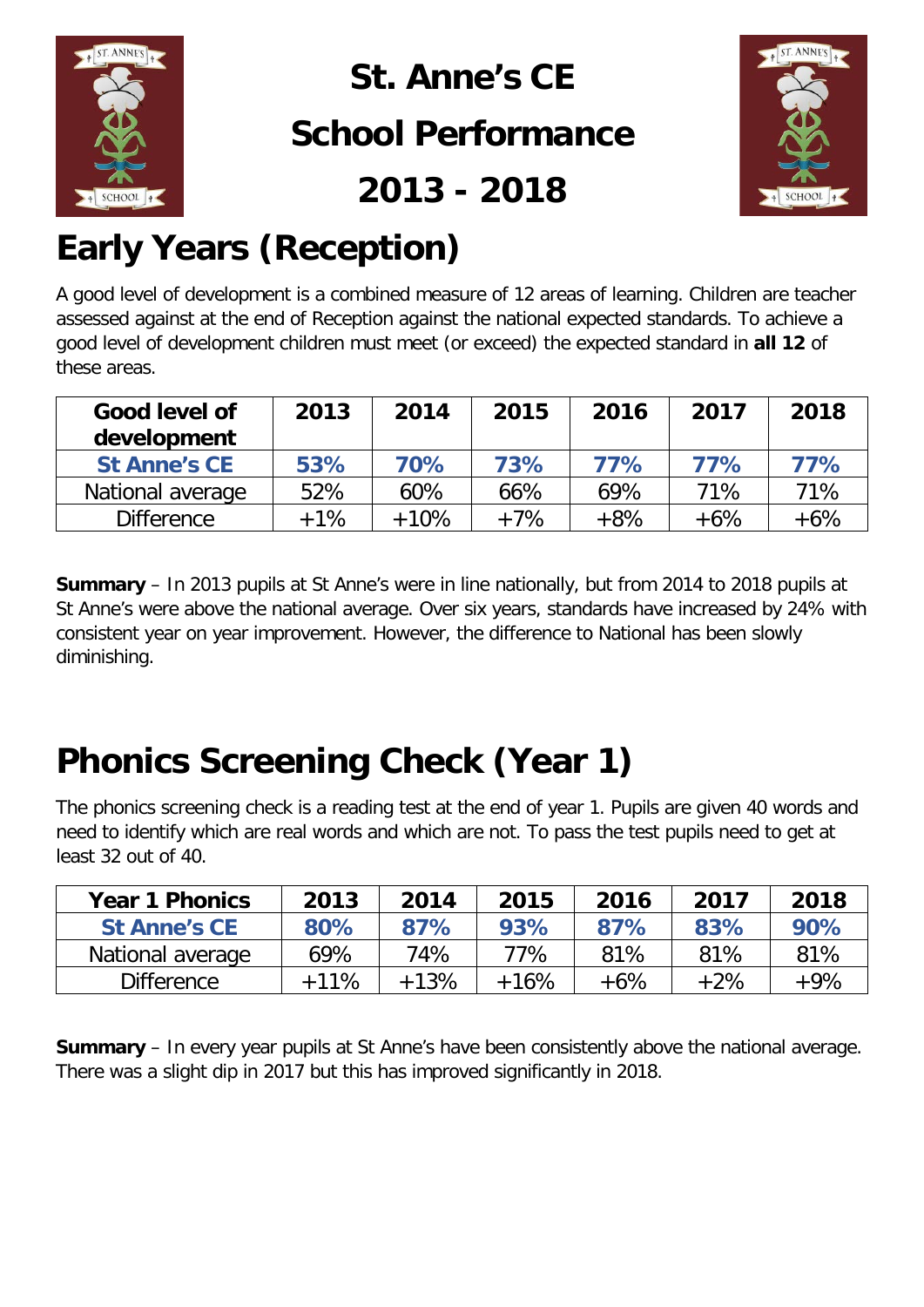# St. Anne's CE

# School Performance

# 2013 - 2018

## Early Years (Reception)

A good level of development is a combined measure of 12 areas of learning. Children are teacher assessed against at the end of Reception against the national expected standards. To achieve a good level of development children must meet (or exceed) the expected standard in **all 12** of these areas.

| Good level of development | 2013 | 2014 | 2015 | 2016 | 2017 | 2018 |
|---|---|---|---|---|---|---|
| **St Anne's CE** | **53%** | **70%** | **73%** | **77%** | **77%** | **77%** |
| National average | 52% | 60% | 66% | 69% | 71% | 71% |
| Difference | +1% | +10% | +7% | +8% | +6% | +6% |

**Summary** – In 2013 pupils at St Anne's were in line nationally, but from 2014 to 2018 pupils at St Anne's were above the national average. Over six years, standards have increased by 24% with consistent year on year improvement. However, the difference to National has been slowly diminishing.

## Phonics Screening Check (Year 1)

The phonics screening check is a reading test at the end of year 1. Pupils are given 40 words and need to identify which are real words and which are not. To pass the test pupils need to get at least 32 out of 40.

| Year 1 Phonics | 2013 | 2014 | 2015 | 2016 | 2017 | 2018 |
|---|---|---|---|---|---|---|
| **St Anne's CE** | **80%** | **87%** | **93%** | **87%** | **83%** | **90%** |
| National average | 69% | 74% | 77% | 81% | 81% | 81% |
| Difference | +11% | +13% | +16% | +6% | +2% | +9% |

**Summary** – In every year pupils at St Anne's have been consistently above the national average. There was a slight dip in 2017 but this has improved significantly in 2018.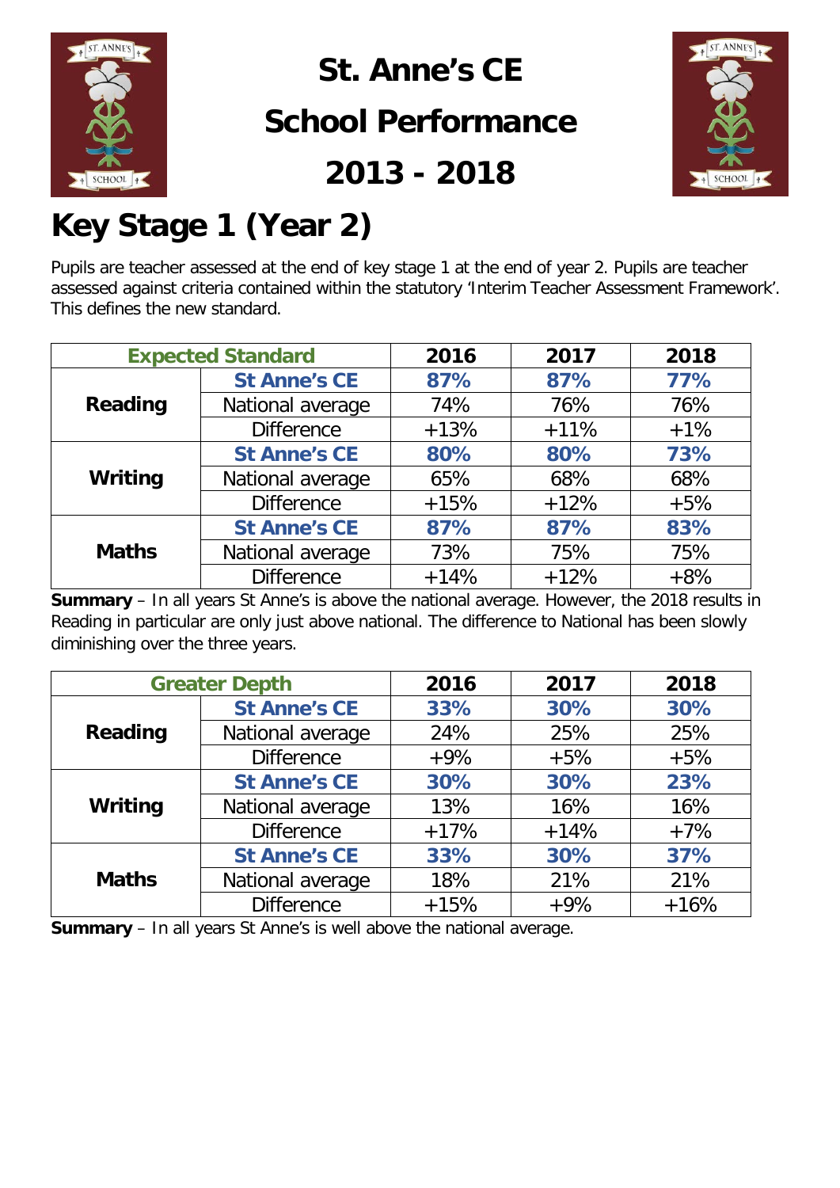# St. Anne's CE School Performance 2013 - 2018

## Key Stage 1 (Year 2)

Pupils are teacher assessed at the end of key stage 1 at the end of year 2. Pupils are teacher assessed against criteria contained within the statutory 'Interim Teacher Assessment Framework'. This defines the new standard.

| Expected Standard | | 2016 | 2017 | 2018 |
|---|---|---|---|---|
| **Reading** | **St Anne's CE** | **87%** | **87%** | **77%** |
| | National average | 74% | 76% | 76% |
| | Difference | +13% | +11% | +1% |
| **Writing** | **St Anne's CE** | **80%** | **80%** | **73%** |
| | National average | 65% | 68% | 68% |
| | Difference | +15% | +12% | +5% |
| **Maths** | **St Anne's CE** | **87%** | **87%** | **83%** |
| | National average | 73% | 75% | 75% |
| | Difference | +14% | +12% | +8% |

**Summary** – In all years St Anne's is above the national average. However, the 2018 results in Reading in particular are only just above national. The difference to National has been slowly diminishing over the three years.

| Greater Depth | | 2016 | 2017 | 2018 |
|---|---|---|---|---|
| **Reading** | **St Anne's CE** | **33%** | **30%** | **30%** |
| | National average | 24% | 25% | 25% |
| | Difference | +9% | +5% | +5% |
| **Writing** | **St Anne's CE** | **30%** | **30%** | **23%** |
| | National average | 13% | 16% | 16% |
| | Difference | +17% | +14% | +7% |
| **Maths** | **St Anne's CE** | **33%** | **30%** | **37%** |
| | National average | 18% | 21% | 21% |
| | Difference | +15% | +9% | +16% |

**Summary** – In all years St Anne's is well above the national average.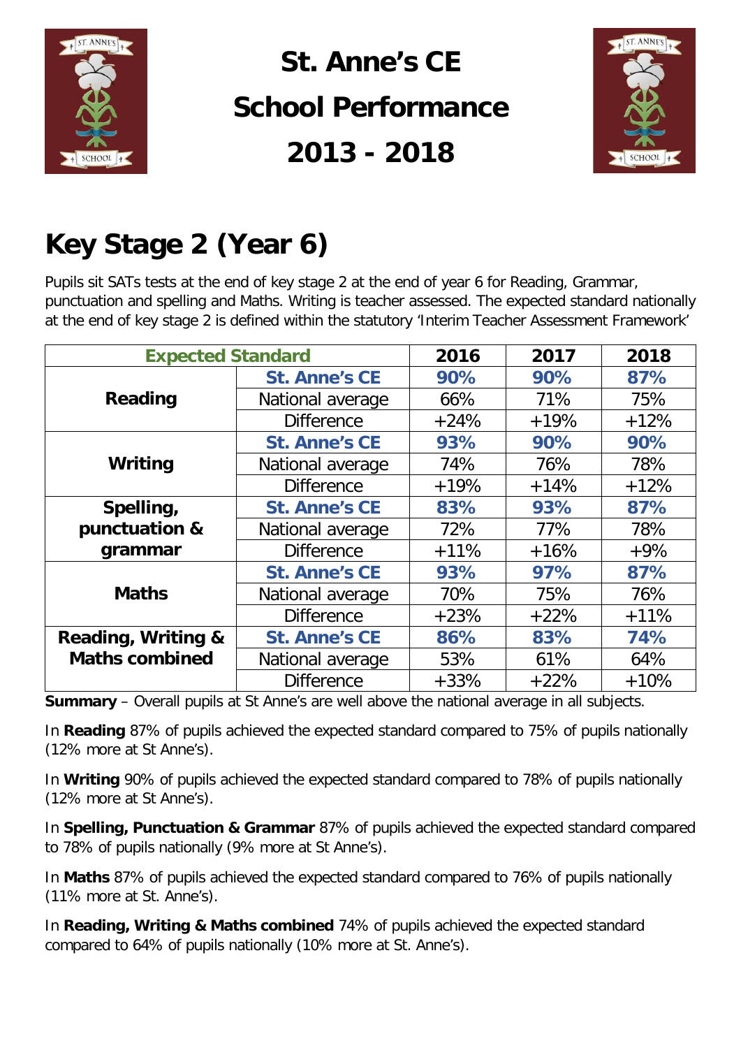# St. Anne's CE School Performance 2013 - 2018

## Key Stage 2 (Year 6)

Pupils sit SATs tests at the end of key stage 2 at the end of year 6 for Reading, Grammar, punctuation and spelling and Maths. Writing is teacher assessed. The expected standard nationally at the end of key stage 2 is defined within the statutory 'Interim Teacher Assessment Framework'

| Expected Standard | | 2016 | 2017 | 2018 |
|---|---|---|---|---|
| **Reading** | **St. Anne's CE** | **90%** | **90%** | **87%** |
| | National average | 66% | 71% | 75% |
| | Difference | +24% | +19% | +12% |
| **Writing** | **St. Anne's CE** | **93%** | **90%** | **90%** |
| | National average | 74% | 76% | 78% |
| | Difference | +19% | +14% | +12% |
| **Spelling, punctuation & grammar** | **St. Anne's CE** | **83%** | **93%** | **87%** |
| | National average | 72% | 77% | 78% |
| | Difference | +11% | +16% | +9% |
| **Maths** | **St. Anne's CE** | **93%** | **97%** | **87%** |
| | National average | 70% | 75% | 76% |
| | Difference | +23% | +22% | +11% |
| **Reading, Writing & Maths combined** | **St. Anne's CE** | **86%** | **83%** | **74%** |
| | National average | 53% | 61% | 64% |
| | Difference | +33% | +22% | +10% |

**Summary** – Overall pupils at St Anne's are well above the national average in all subjects.

In **Reading** 87% of pupils achieved the expected standard compared to 75% of pupils nationally (12% more at St Anne's).

In **Writing** 90% of pupils achieved the expected standard compared to 78% of pupils nationally (12% more at St Anne's).

In **Spelling, Punctuation & Grammar** 87% of pupils achieved the expected standard compared to 78% of pupils nationally (9% more at St Anne's).

In **Maths** 87% of pupils achieved the expected standard compared to 76% of pupils nationally (11% more at St. Anne's).

In **Reading, Writing & Maths combined** 74% of pupils achieved the expected standard compared to 64% of pupils nationally (10% more at St. Anne's).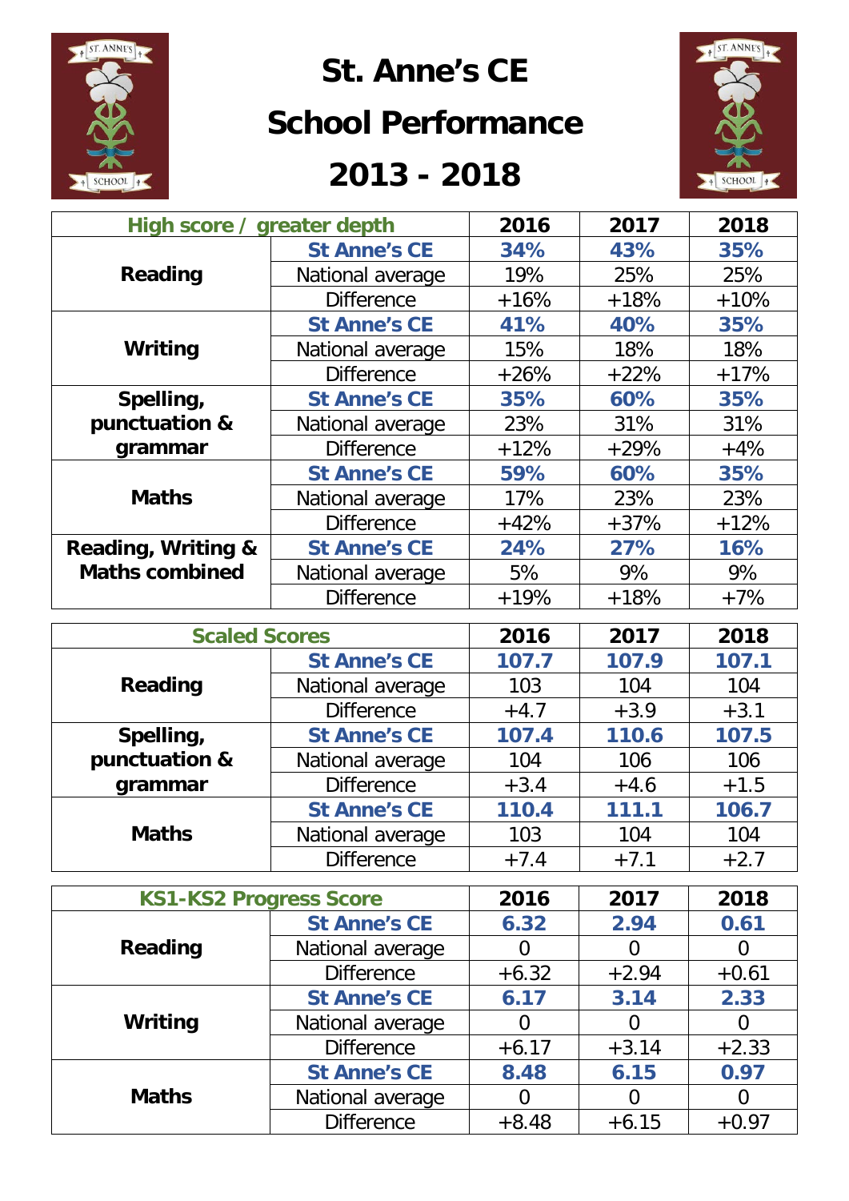# St. Anne's CE School Performance 2013 - 2018

| High score / greater depth | | 2016 | 2017 | 2018 |
|---|---|---|---|---|
| Reading | **St Anne's CE** | **34%** | **43%** | **35%** |
| | National average | 19% | 25% | 25% |
| | Difference | +16% | +18% | +10% |
| Writing | **St Anne's CE** | **41%** | **40%** | **35%** |
| | National average | 15% | 18% | 18% |
| | Difference | +26% | +22% | +17% |
| Spelling, punctuation & grammar | **St Anne's CE** | **35%** | **60%** | **35%** |
| | National average | 23% | 31% | 31% |
| | Difference | +12% | +29% | +4% |
| Maths | **St Anne's CE** | **59%** | **60%** | **35%** |
| | National average | 17% | 23% | 23% |
| | Difference | +42% | +37% | +12% |
| Reading, Writing & Maths combined | **St Anne's CE** | **24%** | **27%** | **16%** |
| | National average | 5% | 9% | 9% |
| | Difference | +19% | +18% | +7% |

| Scaled Scores | | 2016 | 2017 | 2018 |
|---|---|---|---|---|
| Reading | **St Anne's CE** | **107.7** | **107.9** | **107.1** |
| | National average | 103 | 104 | 104 |
| | Difference | +4.7 | +3.9 | +3.1 |
| Spelling, punctuation & grammar | **St Anne's CE** | **107.4** | **110.6** | **107.5** |
| | National average | 104 | 106 | 106 |
| | Difference | +3.4 | +4.6 | +1.5 |
| Maths | **St Anne's CE** | **110.4** | **111.1** | **106.7** |
| | National average | 103 | 104 | 104 |
| | Difference | +7.4 | +7.1 | +2.7 |

| KS1-KS2 Progress Score | | 2016 | 2017 | 2018 |
|---|---|---|---|---|
| Reading | **St Anne's CE** | **6.32** | **2.94** | **0.61** |
| | National average | 0 | 0 | 0 |
| | Difference | +6.32 | +2.94 | +0.61 |
| Writing | **St Anne's CE** | **6.17** | **3.14** | **2.33** |
| | National average | 0 | 0 | 0 |
| | Difference | +6.17 | +3.14 | +2.33 |
| Maths | **St Anne's CE** | **8.48** | **6.15** | **0.97** |
| | National average | 0 | 0 | 0 |
| | Difference | +8.48 | +6.15 | +0.97 |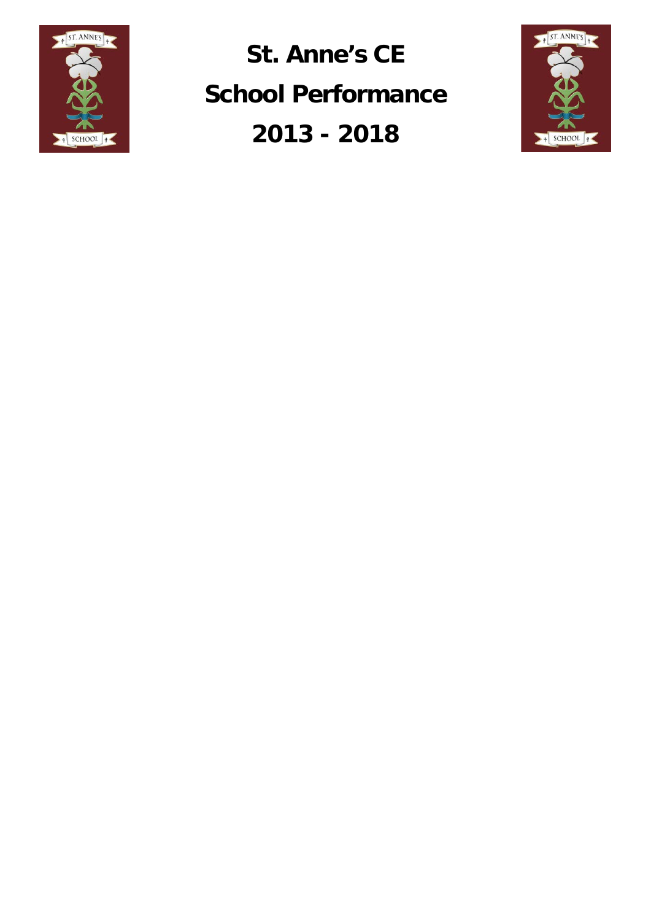# St. Anne's CE School Performance 2013 - 2018